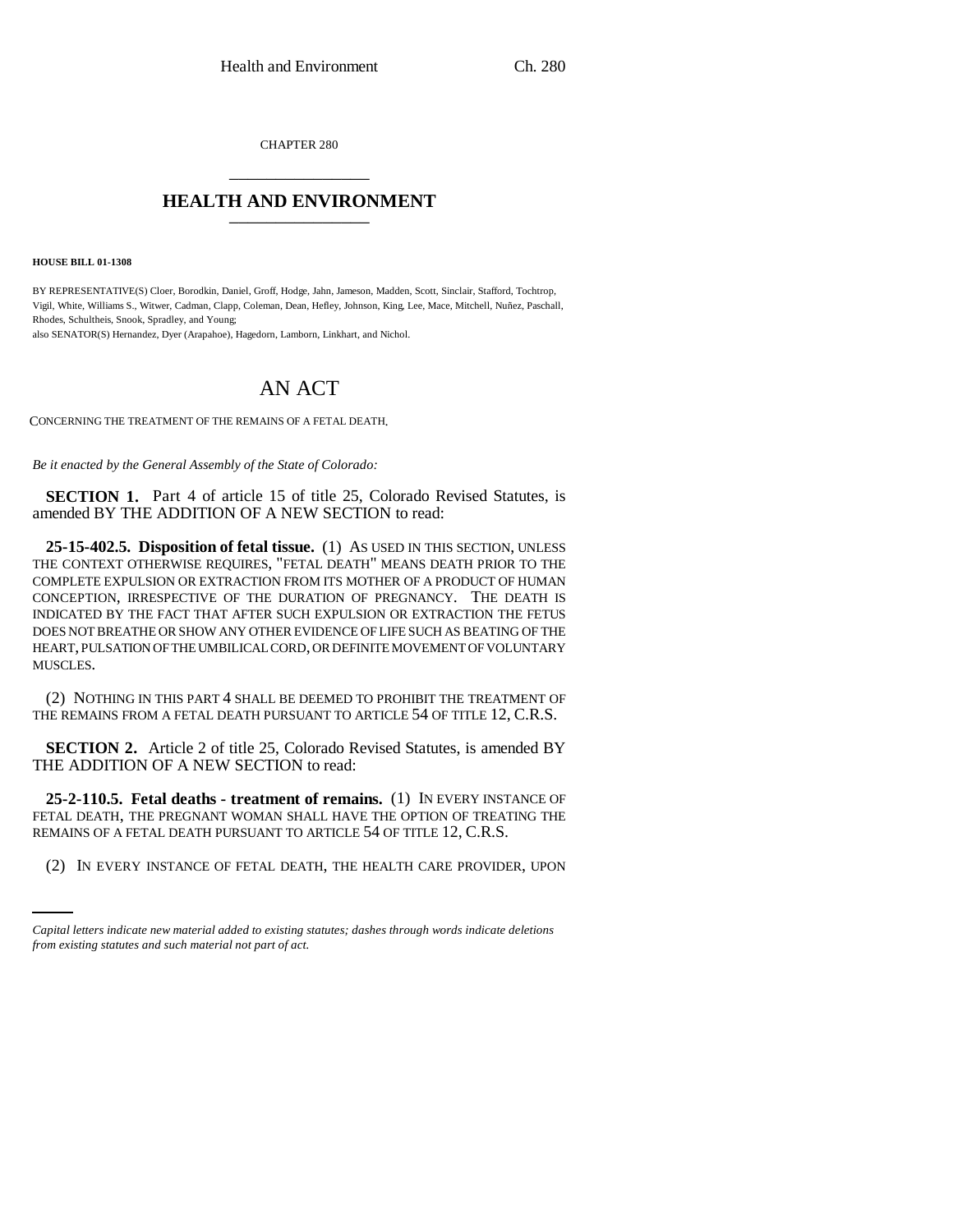CHAPTER 280

# HEALTH AND ENVIRONMENT

**HOUSE BILL 01-1308**

BY REPRESENTATIVE(S) Cloer, Borodkin, Daniel, Groff, Hodge, Jahn, Jameson, Madden, Scott, Sinclair, Stafford, Tochtrop, Vigil, White, Williams S., Witwer, Cadman, Clapp, Coleman, Dean, Hefley, Johnson, King, Lee, Mace, Mitchell, Nuñez, Paschall, Rhodes, Schultheis, Snook, Spradley, and Young;
also SENATOR(S) Hernandez, Dyer (Arapahoe), Hagedorn, Lamborn, Linkhart, and Nichol.

## AN ACT

CONCERNING THE TREATMENT OF THE REMAINS OF A FETAL DEATH.

*Be it enacted by the General Assembly of the State of Colorado:*

**SECTION 1.** Part 4 of article 15 of title 25, Colorado Revised Statutes, is amended BY THE ADDITION OF A NEW SECTION to read:

**25-15-402.5. Disposition of fetal tissue.** (1) AS USED IN THIS SECTION, UNLESS THE CONTEXT OTHERWISE REQUIRES, "FETAL DEATH" MEANS DEATH PRIOR TO THE COMPLETE EXPULSION OR EXTRACTION FROM ITS MOTHER OF A PRODUCT OF HUMAN CONCEPTION, IRRESPECTIVE OF THE DURATION OF PREGNANCY. THE DEATH IS INDICATED BY THE FACT THAT AFTER SUCH EXPULSION OR EXTRACTION THE FETUS DOES NOT BREATHE OR SHOW ANY OTHER EVIDENCE OF LIFE SUCH AS BEATING OF THE HEART, PULSATION OF THE UMBILICAL CORD, OR DEFINITE MOVEMENT OF VOLUNTARY MUSCLES.

(2) NOTHING IN THIS PART 4 SHALL BE DEEMED TO PROHIBIT THE TREATMENT OF THE REMAINS FROM A FETAL DEATH PURSUANT TO ARTICLE 54 OF TITLE 12, C.R.S.

**SECTION 2.** Article 2 of title 25, Colorado Revised Statutes, is amended BY THE ADDITION OF A NEW SECTION to read:

**25-2-110.5. Fetal deaths - treatment of remains.** (1) IN EVERY INSTANCE OF FETAL DEATH, THE PREGNANT WOMAN SHALL HAVE THE OPTION OF TREATING THE REMAINS OF A FETAL DEATH PURSUANT TO ARTICLE 54 OF TITLE 12, C.R.S.

(2) IN EVERY INSTANCE OF FETAL DEATH, THE HEALTH CARE PROVIDER, UPON

*Capital letters indicate new material added to existing statutes; dashes through words indicate deletions from existing statutes and such material not part of act.*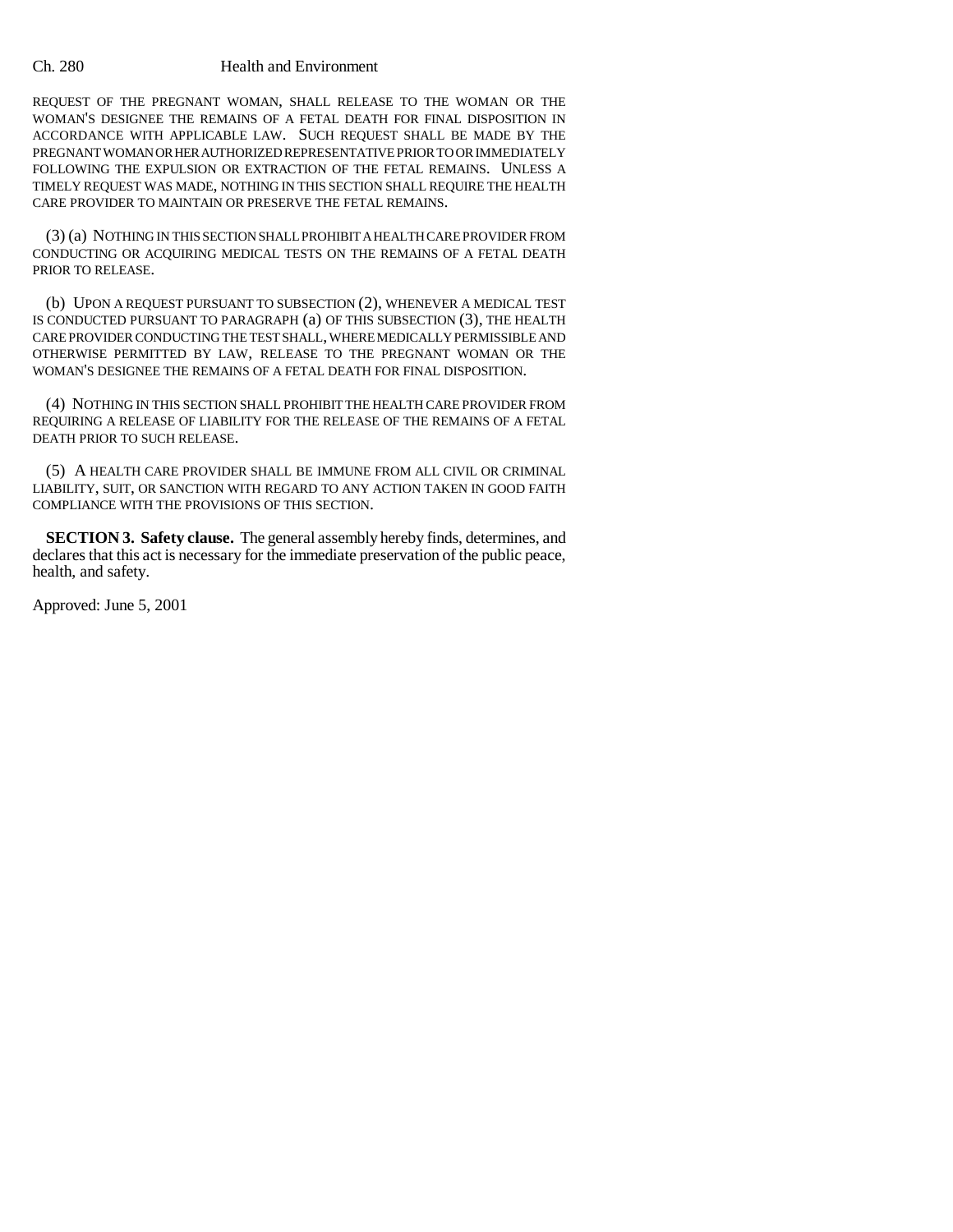REQUEST OF THE PREGNANT WOMAN, SHALL RELEASE TO THE WOMAN OR THE WOMAN'S DESIGNEE THE REMAINS OF A FETAL DEATH FOR FINAL DISPOSITION IN ACCORDANCE WITH APPLICABLE LAW. SUCH REQUEST SHALL BE MADE BY THE PREGNANT WOMAN OR HER AUTHORIZED REPRESENTATIVE PRIOR TO OR IMMEDIATELY FOLLOWING THE EXPULSION OR EXTRACTION OF THE FETAL REMAINS. UNLESS A TIMELY REQUEST WAS MADE, NOTHING IN THIS SECTION SHALL REQUIRE THE HEALTH CARE PROVIDER TO MAINTAIN OR PRESERVE THE FETAL REMAINS.

(3) (a) NOTHING IN THIS SECTION SHALL PROHIBIT A HEALTH CARE PROVIDER FROM CONDUCTING OR ACQUIRING MEDICAL TESTS ON THE REMAINS OF A FETAL DEATH PRIOR TO RELEASE.

(b) UPON A REQUEST PURSUANT TO SUBSECTION (2), WHENEVER A MEDICAL TEST IS CONDUCTED PURSUANT TO PARAGRAPH (a) OF THIS SUBSECTION (3), THE HEALTH CARE PROVIDER CONDUCTING THE TEST SHALL, WHERE MEDICALLY PERMISSIBLE AND OTHERWISE PERMITTED BY LAW, RELEASE TO THE PREGNANT WOMAN OR THE WOMAN'S DESIGNEE THE REMAINS OF A FETAL DEATH FOR FINAL DISPOSITION.

(4) NOTHING IN THIS SECTION SHALL PROHIBIT THE HEALTH CARE PROVIDER FROM REQUIRING A RELEASE OF LIABILITY FOR THE RELEASE OF THE REMAINS OF A FETAL DEATH PRIOR TO SUCH RELEASE.

(5) A HEALTH CARE PROVIDER SHALL BE IMMUNE FROM ALL CIVIL OR CRIMINAL LIABILITY, SUIT, OR SANCTION WITH REGARD TO ANY ACTION TAKEN IN GOOD FAITH COMPLIANCE WITH THE PROVISIONS OF THIS SECTION.

**SECTION 3. Safety clause.** The general assembly hereby finds, determines, and declares that this act is necessary for the immediate preservation of the public peace, health, and safety.

Approved: June 5, 2001